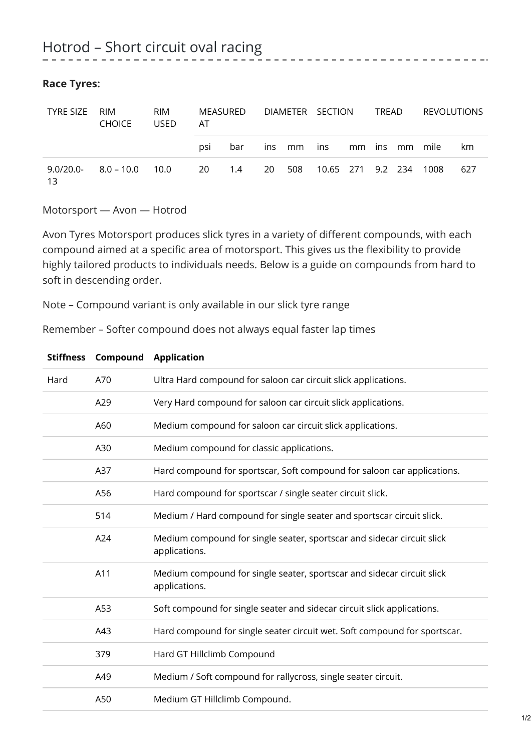# Hotrod – Short circuit oval racing

**Race Tyres:**

| TYRE SIZE | RIM CHOICE | RIM USED | MEASURED AT | | DIAMETER | | SECTION | | TREAD | | REVOLUTIONS | |
|---|---|---|---|---|---|---|---|---|---|---|---|---|
| | | | psi | bar | ins | mm | ins | mm | ins | mm | mile | km |
| 9.0/20.0-13 | 8.0 – 10.0 | 10.0 | 20 | 1.4 | 20 | 508 | 10.65 | 271 | 9.2 | 234 | 1008 | 627 |

Motorsport — Avon — Hotrod

Avon Tyres Motorsport produces slick tyres in a variety of different compounds, with each compound aimed at a specific area of motorsport. This gives us the flexibility to provide highly tailored products to individuals needs. Below is a guide on compounds from hard to soft in descending order.

Note – Compound variant is only available in our slick tyre range

Remember – Softer compound does not always equal faster lap times

| **Stiffness** | **Compound** | **Application** |
|---|---|---|
| Hard | A70 | Ultra Hard compound for saloon car circuit slick applications. |
| | A29 | Very Hard compound for saloon car circuit slick applications. |
| | A60 | Medium compound for saloon car circuit slick applications. |
| | A30 | Medium compound for classic applications. |
| | A37 | Hard compound for sportscar, Soft compound for saloon car applications. |
| | A56 | Hard compound for sportscar / single seater circuit slick. |
| | 514 | Medium / Hard compound for single seater and sportscar circuit slick. |
| | A24 | Medium compound for single seater, sportscar and sidecar circuit slick applications. |
| | A11 | Medium compound for single seater, sportscar and sidecar circuit slick applications. |
| | A53 | Soft compound for single seater and sidecar circuit slick applications. |
| | A43 | Hard compound for single seater circuit wet. Soft compound for sportscar. |
| | 379 | Hard GT Hillclimb Compound |
| | A49 | Medium / Soft compound for rallycross, single seater circuit. |
| | A50 | Medium GT Hillclimb Compound. |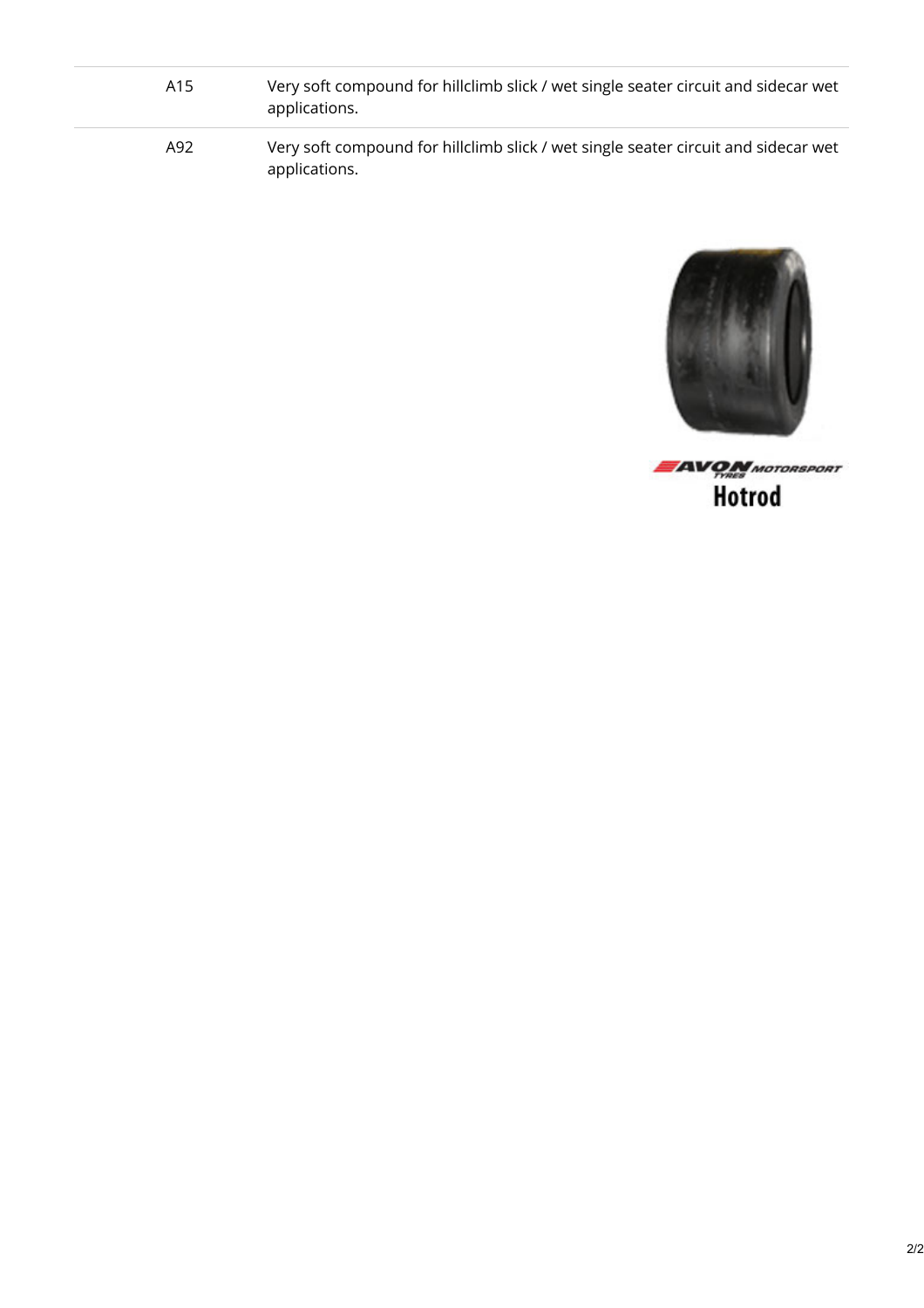| | |
|---|---|
| A15 | Very soft compound for hillclimb slick / wet single seater circuit and sidecar wet applications. |
| A92 | Very soft compound for hillclimb slick / wet single seater circuit and sidecar wet applications. |

AVON TYRES MOTORSPORT
Hotrod